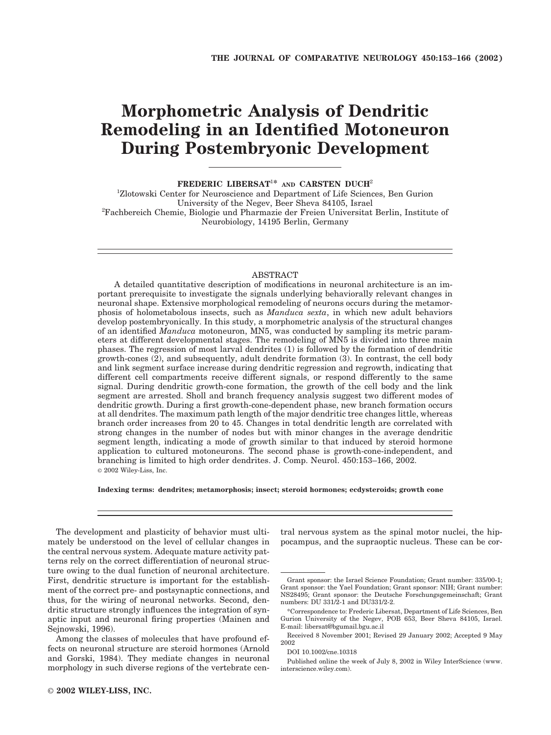# Morphometric Analysis of Dendritic Remodeling in an Identified Motoneuron During Postembryonic Development

**FREDERIC LIBERSAT[1]* AND CARSTEN DUCH[2]**

[1]Zlotowski Center for Neuroscience and Department of Life Sciences, Ben Gurion University of the Negev, Beer Sheva 84105, Israel

[2]Fachbereich Chemie, Biologie und Pharmazie der Freien Universitat Berlin, Institute of Neurobiology, 14195 Berlin, Germany

## ABSTRACT

A detailed quantitative description of modifications in neuronal architecture is an important prerequisite to investigate the signals underlying behaviorally relevant changes in neuronal shape. Extensive morphological remodeling of neurons occurs during the metamorphosis of holometabolous insects, such as *Manduca sexta*, in which new adult behaviors develop postembryonically. In this study, a morphometric analysis of the structural changes of an identified *Manduca* motoneuron, MN5, was conducted by sampling its metric parameters at different developmental stages. The remodeling of MN5 is divided into three main phases. The regression of most larval dendrites (1) is followed by the formation of dendritic growth-cones (2), and subsequently, adult dendrite formation (3). In contrast, the cell body and link segment surface increase during dendritic regression and regrowth, indicating that different cell compartments receive different signals, or respond differently to the same signal. During dendritic growth-cone formation, the growth of the cell body and the link segment are arrested. Sholl and branch frequency analysis suggest two different modes of dendritic growth. During a first growth-cone-dependent phase, new branch formation occurs at all dendrites. The maximum path length of the major dendritic tree changes little, whereas branch order increases from 20 to 45. Changes in total dendritic length are correlated with strong changes in the number of nodes but with minor changes in the average dendritic segment length, indicating a mode of growth similar to that induced by steroid hormone application to cultured motoneurons. The second phase is growth-cone-independent, and branching is limited to high order dendrites. J. Comp. Neurol. 450:153–166, 2002.
© 2002 Wiley-Liss, Inc.

**Indexing terms: dendrites; metamorphosis; insect; steroid hormones; ecdysteroids; growth cone**

The development and plasticity of behavior must ultimately be understood on the level of cellular changes in the central nervous system. Adequate mature activity patterns rely on the correct differentiation of neuronal structure owing to the dual function of neuronal architecture. First, dendritic structure is important for the establishment of the correct pre- and postsynaptic connections, and thus, for the wiring of neuronal networks. Second, dendritic structure strongly influences the integration of synaptic input and neuronal firing properties (Mainen and Sejnowski, 1996).

Among the classes of molecules that have profound effects on neuronal structure are steroid hormones (Arnold and Gorski, 1984). They mediate changes in neuronal morphology in such diverse regions of the vertebrate central nervous system as the spinal motor nuclei, the hippocampus, and the supraoptic nucleus. These can be cor-

Grant sponsor: the Israel Science Foundation; Grant number: 335/00-1; Grant sponsor: the Yael Foundation; Grant sponsor: NIH; Grant number: NS28495; Grant sponsor: the Deutsche Forschungsgemeinschaft; Grant numbers: DU 331/2-1 and DU331/2-2.

*Correspondence to: Frederic Libersat, Department of Life Sciences, Ben Gurion University of the Negev, POB 653, Beer Sheva 84105, Israel. E-mail: libersat@bgumail.bgu.ac.il

Received 8 November 2001; Revised 29 January 2002; Accepted 9 May 2002

DOI 10.1002/cne.10318

Published online the week of July 8, 2002 in Wiley InterScience (www.interscience.wiley.com).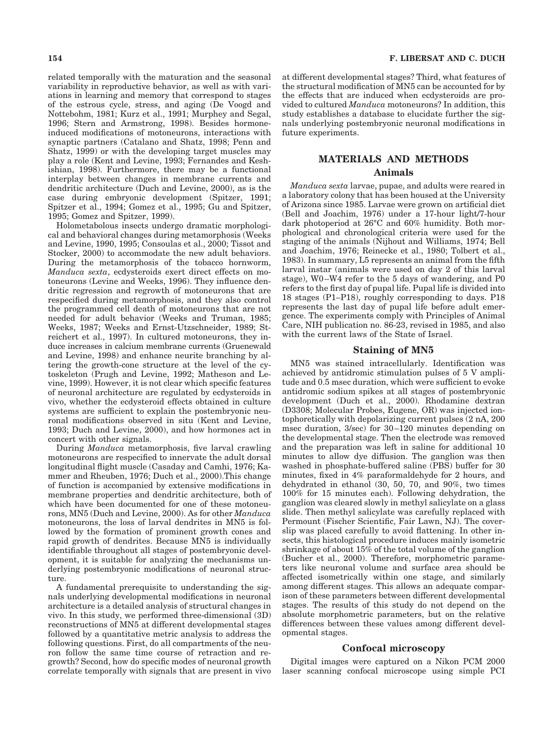related temporally with the maturation and the seasonal variability in reproductive behavior, as well as with variations in learning and memory that correspond to stages of the estrous cycle, stress, and aging (De Voogd and Nottebohm, 1981; Kurz et al., 1991; Murphey and Segal, 1996; Stern and Armstrong, 1998). Besides hormone-induced modifications of motoneurons, interactions with synaptic partners (Catalano and Shatz, 1998; Penn and Shatz, 1999) or with the developing target muscles may play a role (Kent and Levine, 1993; Fernandes and Keshishian, 1998). Furthermore, there may be a functional interplay between changes in membrane currents and dendritic architecture (Duch and Levine, 2000), as is the case during embryonic development (Spitzer, 1991; Spitzer et al., 1994; Gomez et al., 1995; Gu and Spitzer, 1995; Gomez and Spitzer, 1999).

Holometabolous insects undergo dramatic morphological and behavioral changes during metamorphosis (Weeks and Levine, 1990, 1995; Consoulas et al., 2000; Tissot and Stocker, 2000) to accommodate the new adult behaviors. During the metamorphosis of the tobacco hornworm, *Manduca sexta*, ecdysteroids exert direct effects on motoneurons (Levine and Weeks, 1996). They influence dendritic regression and regrowth of motoneurons that are respecified during metamorphosis, and they also control the programmed cell death of motoneurons that are not needed for adult behavior (Weeks and Truman, 1985; Weeks, 1987; Weeks and Ernst-Utzschneider, 1989; Streichert et al., 1997). In cultured motoneurons, they induce increases in calcium membrane currents (Gruenewald and Levine, 1998) and enhance neurite branching by altering the growth-cone structure at the level of the cytoskeleton (Prugh and Levine, 1992; Matheson and Levine, 1999). However, it is not clear which specific features of neuronal architecture are regulated by ecdysteroids in vivo, whether the ecdysteroid effects obtained in culture systems are sufficient to explain the postembryonic neuronal modifications observed in situ (Kent and Levine, 1993; Duch and Levine, 2000), and how hormones act in concert with other signals.

During *Manduca* metamorphosis, five larval crawling motoneurons are respecified to innervate the adult dorsal longitudinal flight muscle (Casaday and Camhi, 1976; Kammer and Rheuben, 1976; Duch et al., 2000).This change of function is accompanied by extensive modifications in membrane properties and dendritic architecture, both of which have been documented for one of these motoneurons, MN5 (Duch and Levine, 2000). As for other *Manduca* motoneurons, the loss of larval dendrites in MN5 is followed by the formation of prominent growth cones and rapid growth of dendrites. Because MN5 is individually identifiable throughout all stages of postembryonic development, it is suitable for analyzing the mechanisms underlying postembryonic modifications of neuronal structure.

A fundamental prerequisite to understanding the signals underlying developmental modifications in neuronal architecture is a detailed analysis of structural changes in vivo. In this study, we performed three-dimensional (3D) reconstructions of MN5 at different developmental stages followed by a quantitative metric analysis to address the following questions. First, do all compartments of the neuron follow the same time course of retraction and regrowth? Second, how do specific modes of neuronal growth correlate temporally with signals that are present in vivo at different developmental stages? Third, what features of the structural modification of MN5 can be accounted for by the effects that are induced when ecdysteroids are provided to cultured *Manduca* motoneurons? In addition, this study establishes a database to elucidate further the signals underlying postembryonic neuronal modifications in future experiments.

## MATERIALS AND METHODS

### Animals

*Manduca sexta* larvae, pupae, and adults were reared in a laboratory colony that has been housed at the University of Arizona since 1985. Larvae were grown on artificial diet (Bell and Joachim, 1976) under a 17-hour light/7-hour dark photoperiod at 26°C and 60% humidity. Both morphological and chronological criteria were used for the staging of the animals (Nijhout and Williams, 1974; Bell and Joachim, 1976; Reinecke et al., 1980; Tolbert et al., 1983). In summary, L5 represents an animal from the fifth larval instar (animals were used on day 2 of this larval stage), W0–W4 refer to the 5 days of wandering, and P0 refers to the first day of pupal life. Pupal life is divided into 18 stages (P1–P18), roughly corresponding to days. P18 represents the last day of pupal life before adult emergence. The experiments comply with Principles of Animal Care, NIH publication no. 86-23, revised in 1985, and also with the current laws of the State of Israel.

### Staining of MN5

MN5 was stained intracellularly. Identification was achieved by antidromic stimulation pulses of 5 V amplitude and 0.5 msec duration, which were sufficient to evoke antidromic sodium spikes at all stages of postembryonic development (Duch et al., 2000). Rhodamine dextran (D3308; Molecular Probes, Eugene, OR) was injected iontophoretically with depolarizing current pulses (2 nA, 200 msec duration, 3/sec) for 30–120 minutes depending on the developmental stage. Then the electrode was removed and the preparation was left in saline for additional 10 minutes to allow dye diffusion. The ganglion was then washed in phosphate-buffered saline (PBS) buffer for 30 minutes, fixed in 4% paraformaldehyde for 2 hours, and dehydrated in ethanol (30, 50, 70, and 90%, two times 100% for 15 minutes each). Following dehydration, the ganglion was cleared slowly in methyl salicylate on a glass slide. Then methyl salicylate was carefully replaced with Permount (Fischer Scientific, Fair Lawn, NJ). The coverslip was placed carefully to avoid flattening. In other insects, this histological procedure induces mainly isometric shrinkage of about 15% of the total volume of the ganglion (Bucher et al., 2000). Therefore, morphometric parameters like neuronal volume and surface area should be affected isometrically within one stage, and similarly among different stages. This allows an adequate comparison of these parameters between different developmental stages. The results of this study do not depend on the absolute morphometric parameters, but on the relative differences between these values among different developmental stages.

### Confocal microscopy

Digital images were captured on a Nikon PCM 2000 laser scanning confocal microscope using simple PCI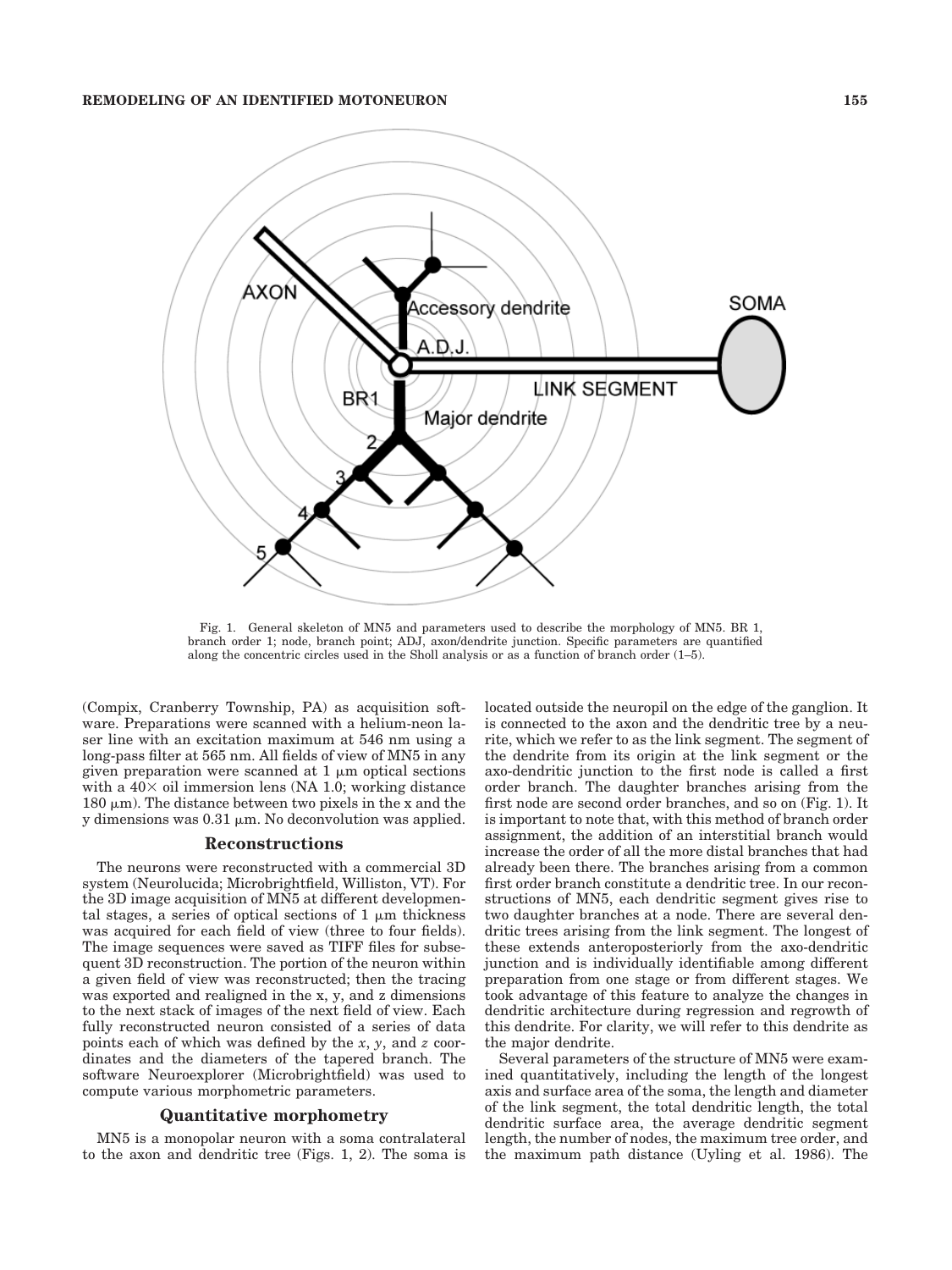Fig. 1. General skeleton of MN5 and parameters used to describe the morphology of MN5. BR 1, branch order 1; node, branch point; ADJ, axon/dendrite junction. Specific parameters are quantified along the concentric circles used in the Sholl analysis or as a function of branch order (1–5).

(Compix, Cranberry Township, PA) as acquisition software. Preparations were scanned with a helium-neon laser line with an excitation maximum at 546 nm using a long-pass filter at 565 nm. All fields of view of MN5 in any given preparation were scanned at 1 μm optical sections with a 40× oil immersion lens (NA 1.0; working distance 180 μm). The distance between two pixels in the x and the y dimensions was 0.31 μm. No deconvolution was applied.

## Reconstructions

The neurons were reconstructed with a commercial 3D system (Neurolucida; Microbrightfield, Williston, VT). For the 3D image acquisition of MN5 at different developmental stages, a series of optical sections of 1 μm thickness was acquired for each field of view (three to four fields). The image sequences were saved as TIFF files for subsequent 3D reconstruction. The portion of the neuron within a given field of view was reconstructed; then the tracing was exported and realigned in the x, y, and z dimensions to the next stack of images of the next field of view. Each fully reconstructed neuron consisted of a series of data points each of which was defined by the *x*, *y*, and *z* coordinates and the diameters of the tapered branch. The software Neuroexplorer (Microbrightfield) was used to compute various morphometric parameters.

## Quantitative morphometry

MN5 is a monopolar neuron with a soma contralateral to the axon and dendritic tree (Figs. 1, 2). The soma is located outside the neuropil on the edge of the ganglion. It is connected to the axon and the dendritic tree by a neurite, which we refer to as the link segment. The segment of the dendrite from its origin at the link segment or the axo-dendritic junction to the first node is called a first order branch. The daughter branches arising from the first node are second order branches, and so on (Fig. 1). It is important to note that, with this method of branch order assignment, the addition of an interstitial branch would increase the order of all the more distal branches that had already been there. The branches arising from a common first order branch constitute a dendritic tree. In our reconstructions of MN5, each dendritic segment gives rise to two daughter branches at a node. There are several dendritic trees arising from the link segment. The longest of these extends anteroposteriorly from the axo-dendritic junction and is individually identifiable among different preparation from one stage or from different stages. We took advantage of this feature to analyze the changes in dendritic architecture during regression and regrowth of this dendrite. For clarity, we will refer to this dendrite as the major dendrite.

Several parameters of the structure of MN5 were examined quantitatively, including the length of the longest axis and surface area of the soma, the length and diameter of the link segment, the total dendritic length, the total dendritic surface area, the average dendritic segment length, the number of nodes, the maximum tree order, and the maximum path distance (Uyling et al. 1986). The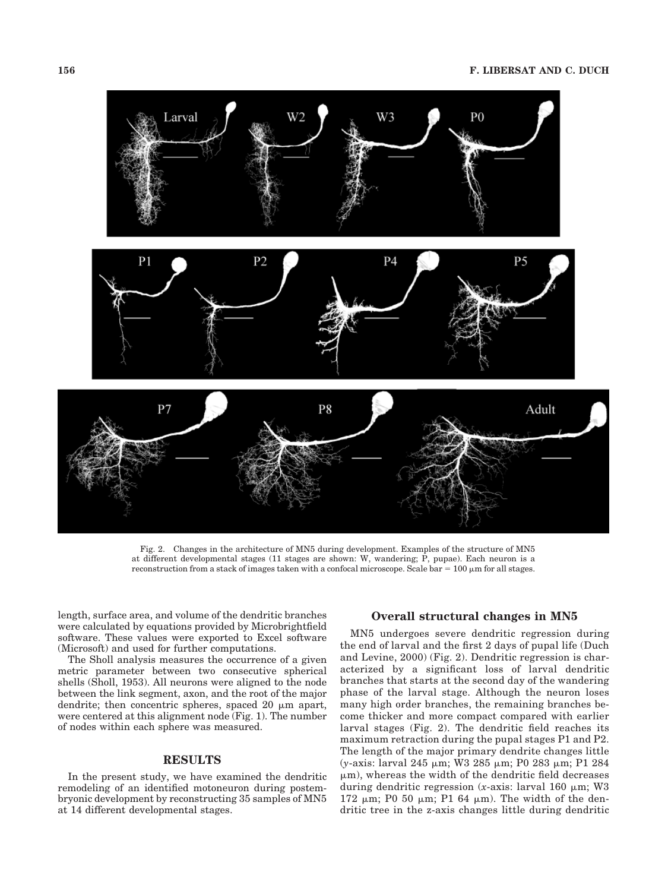Fig. 2. Changes in the architecture of MN5 during development. Examples of the structure of MN5 at different developmental stages (11 stages are shown: W, wandering; P, pupae). Each neuron is a reconstruction from a stack of images taken with a confocal microscope. Scale bar = 100 μm for all stages.

length, surface area, and volume of the dendritic branches were calculated by equations provided by Microbrightfield software. These values were exported to Excel software (Microsoft) and used for further computations.

The Sholl analysis measures the occurrence of a given metric parameter between two consecutive spherical shells (Sholl, 1953). All neurons were aligned to the node between the link segment, axon, and the root of the major dendrite; then concentric spheres, spaced 20 μm apart, were centered at this alignment node (Fig. 1). The number of nodes within each sphere was measured.

## RESULTS

In the present study, we have examined the dendritic remodeling of an identified motoneuron during postembryonic development by reconstructing 35 samples of MN5 at 14 different developmental stages.

### Overall structural changes in MN5

MN5 undergoes severe dendritic regression during the end of larval and the first 2 days of pupal life (Duch and Levine, 2000) (Fig. 2). Dendritic regression is characterized by a significant loss of larval dendritic branches that starts at the second day of the wandering phase of the larval stage. Although the neuron loses many high order branches, the remaining branches become thicker and more compact compared with earlier larval stages (Fig. 2). The dendritic field reaches its maximum retraction during the pupal stages P1 and P2. The length of the major primary dendrite changes little (*y*-axis: larval 245 μm; W3 285 μm; P0 283 μm; P1 284 μm), whereas the width of the dendritic field decreases during dendritic regression (*x*-axis: larval 160 μm; W3 172 μm; P0 50 μm; P1 64 μm). The width of the dendritic tree in the z-axis changes little during dendritic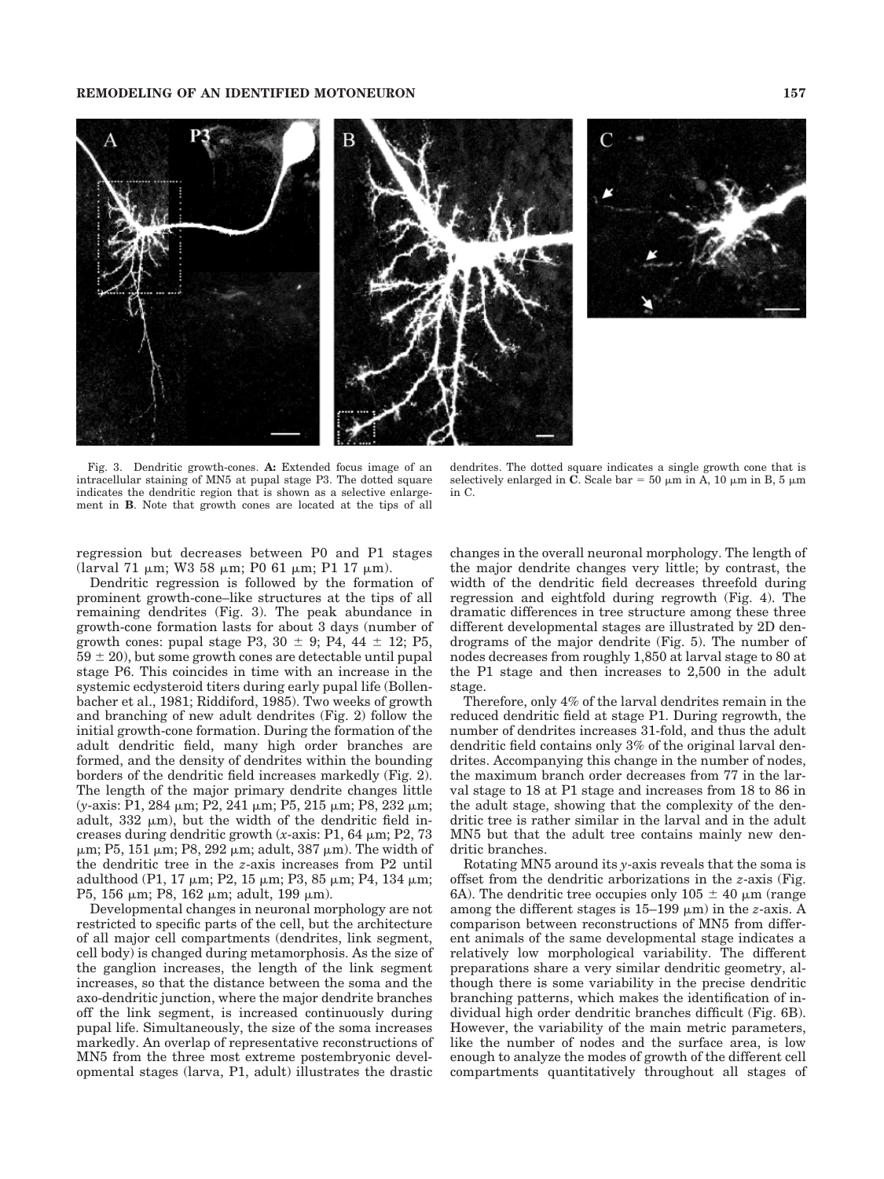Fig. 3. Dendritic growth-cones. **A:** Extended focus image of an intracellular staining of MN5 at pupal stage P3. The dotted square indicates the dendritic region that is shown as a selective enlargement in **B**. Note that growth cones are located at the tips of all dendrites. The dotted square indicates a single growth cone that is selectively enlarged in **C**. Scale bar = 50 μm in A, 10 μm in B, 5 μm in C.

regression but decreases between P0 and P1 stages (larval 71 μm; W3 58 μm; P0 61 μm; P1 17 μm).

Dendritic regression is followed by the formation of prominent growth-cone–like structures at the tips of all remaining dendrites (Fig. 3). The peak abundance in growth-cone formation lasts for about 3 days (number of growth cones: pupal stage P3, 30 ± 9; P4, 44 ± 12; P5, 59 ± 20), but some growth cones are detectable until pupal stage P6. This coincides in time with an increase in the systemic ecdysteroid titers during early pupal life (Bollenbacher et al., 1981; Riddiford, 1985). Two weeks of growth and branching of new adult dendrites (Fig. 2) follow the initial growth-cone formation. During the formation of the adult dendritic field, many high order branches are formed, and the density of dendrites within the bounding borders of the dendritic field increases markedly (Fig. 2). The length of the major primary dendrite changes little (*y*-axis: P1, 284 μm; P2, 241 μm; P5, 215 μm; P8, 232 μm; adult, 332 μm), but the width of the dendritic field increases during dendritic growth (*x*-axis: P1, 64 μm; P2, 73 μm; P5, 151 μm; P8, 292 μm; adult, 387 μm). The width of the dendritic tree in the *z*-axis increases from P2 until adulthood (P1, 17 μm; P2, 15 μm; P3, 85 μm; P4, 134 μm; P5, 156 μm; P8, 162 μm; adult, 199 μm).

Developmental changes in neuronal morphology are not restricted to specific parts of the cell, but the architecture of all major cell compartments (dendrites, link segment, cell body) is changed during metamorphosis. As the size of the ganglion increases, the length of the link segment increases, so that the distance between the soma and the axo-dendritic junction, where the major dendrite branches off the link segment, is increased continuously during pupal life. Simultaneously, the size of the soma increases markedly. An overlap of representative reconstructions of MN5 from the three most extreme postembryonic developmental stages (larva, P1, adult) illustrates the drastic changes in the overall neuronal morphology. The length of the major dendrite changes very little; by contrast, the width of the dendritic field decreases threefold during regression and eightfold during regrowth (Fig. 4). The dramatic differences in tree structure among these three different developmental stages are illustrated by 2D dendrograms of the major dendrite (Fig. 5). The number of nodes decreases from roughly 1,850 at larval stage to 80 at the P1 stage and then increases to 2,500 in the adult stage.

Therefore, only 4% of the larval dendrites remain in the reduced dendritic field at stage P1. During regrowth, the number of dendrites increases 31-fold, and thus the adult dendritic field contains only 3% of the original larval dendrites. Accompanying this change in the number of nodes, the maximum branch order decreases from 77 in the larval stage to 18 at P1 stage and increases from 18 to 86 in the adult stage, showing that the complexity of the dendritic tree is rather similar in the larval and in the adult MN5 but that the adult tree contains mainly new dendritic branches.

Rotating MN5 around its *y*-axis reveals that the soma is offset from the dendritic arborizations in the *z*-axis (Fig. 6A). The dendritic tree occupies only 105 ± 40 μm (range among the different stages is 15–199 μm) in the *z*-axis. A comparison between reconstructions of MN5 from different animals of the same developmental stage indicates a relatively low morphological variability. The different preparations share a very similar dendritic geometry, although there is some variability in the precise dendritic branching patterns, which makes the identification of individual high order dendritic branches difficult (Fig. 6B). However, the variability of the main metric parameters, like the number of nodes and the surface area, is low enough to analyze the modes of growth of the different cell compartments quantitatively throughout all stages of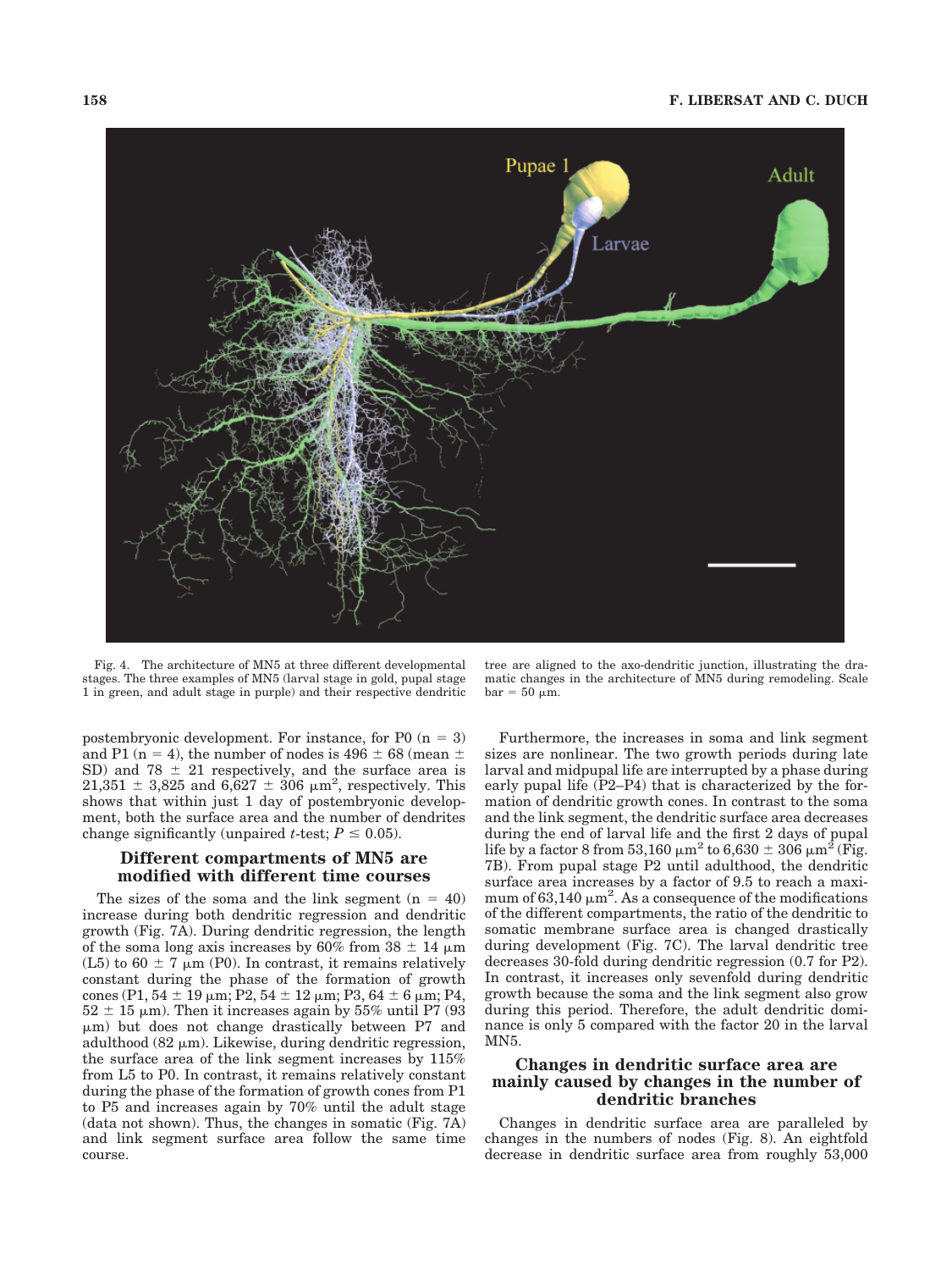Fig. 4. The architecture of MN5 at three different developmental stages. The three examples of MN5 (larval stage in gold, pupal stage 1 in green, and adult stage in purple) and their respective dendritic tree are aligned to the axo-dendritic junction, illustrating the dramatic changes in the architecture of MN5 during remodeling. Scale bar = 50 μm.

postembryonic development. For instance, for P0 (n = 3) and P1 (n = 4), the number of nodes is 496 ± 68 (mean ± SD) and 78 ± 21 respectively, and the surface area is 21,351 ± 3,825 and 6,627 ± 306 μm², respectively. This shows that within just 1 day of postembryonic development, both the surface area and the number of dendrites change significantly (unpaired *t*-test; $P \leq 0.05$).

## Different compartments of MN5 are modified with different time courses

The sizes of the soma and the link segment (n = 40) increase during both dendritic regression and dendritic growth (Fig. 7A). During dendritic regression, the length of the soma long axis increases by 60% from 38 ± 14 μm (L5) to 60 ± 7 μm (P0). In contrast, it remains relatively constant during the phase of the formation of growth cones (P1, 54 ± 19 μm; P2, 54 ± 12 μm; P3, 64 ± 6 μm; P4, 52 ± 15 μm). Then it increases again by 55% until P7 (93 μm) but does not change drastically between P7 and adulthood (82 μm). Likewise, during dendritic regression, the surface area of the link segment increases by 115% from L5 to P0. In contrast, it remains relatively constant during the phase of the formation of growth cones from P1 to P5 and increases again by 70% until the adult stage (data not shown). Thus, the changes in somatic (Fig. 7A) and link segment surface area follow the same time course.

Furthermore, the increases in soma and link segment sizes are nonlinear. The two growth periods during late larval and midpupal life are interrupted by a phase during early pupal life (P2–P4) that is characterized by the formation of dendritic growth cones. In contrast to the soma and the link segment, the dendritic surface area decreases during the end of larval life and the first 2 days of pupal life by a factor 8 from 53,160 μm² to 6,630 ± 306 μm² (Fig. 7B). From pupal stage P2 until adulthood, the dendritic surface area increases by a factor of 9.5 to reach a maximum of 63,140 μm². As a consequence of the modifications of the different compartments, the ratio of the dendritic to somatic membrane surface area is changed drastically during development (Fig. 7C). The larval dendritic tree decreases 30-fold during dendritic regression (0.7 for P2). In contrast, it increases only sevenfold during dendritic growth because the soma and the link segment also grow during this period. Therefore, the adult dendritic dominance is only 5 compared with the factor 20 in the larval MN5.

## Changes in dendritic surface area are mainly caused by changes in the number of dendritic branches

Changes in dendritic surface area are paralleled by changes in the numbers of nodes (Fig. 8). An eightfold decrease in dendritic surface area from roughly 53,000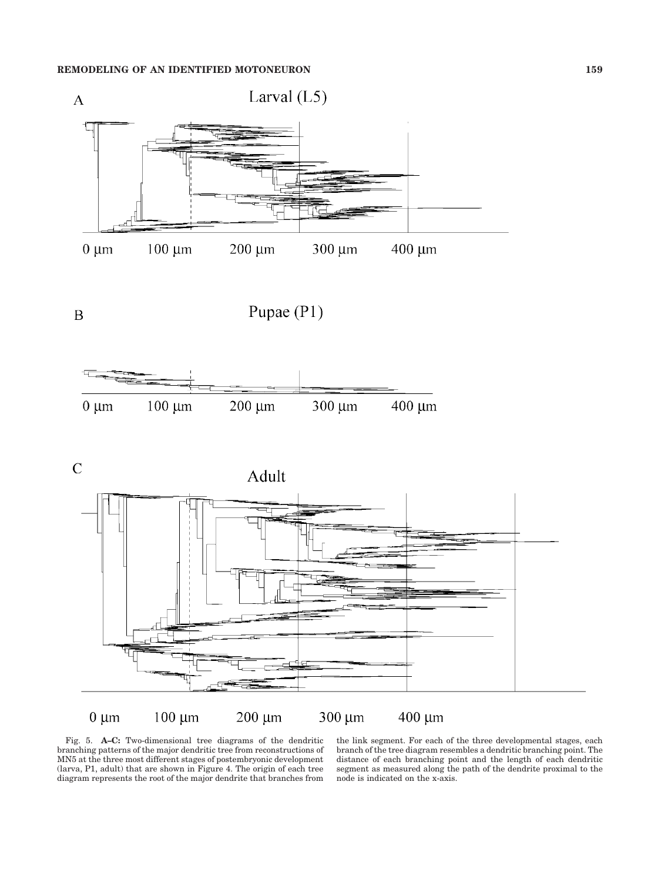Fig. 5. **A–C:** Two-dimensional tree diagrams of the dendritic branching patterns of the major dendritic tree from reconstructions of MN5 at the three most different stages of postembryonic development (larva, P1, adult) that are shown in Figure 4. The origin of each tree diagram represents the root of the major dendrite that branches from the link segment. For each of the three developmental stages, each branch of the tree diagram resembles a dendritic branching point. The distance of each branching point and the length of each dendritic segment as measured along the path of the dendrite proximal to the node is indicated on the x-axis.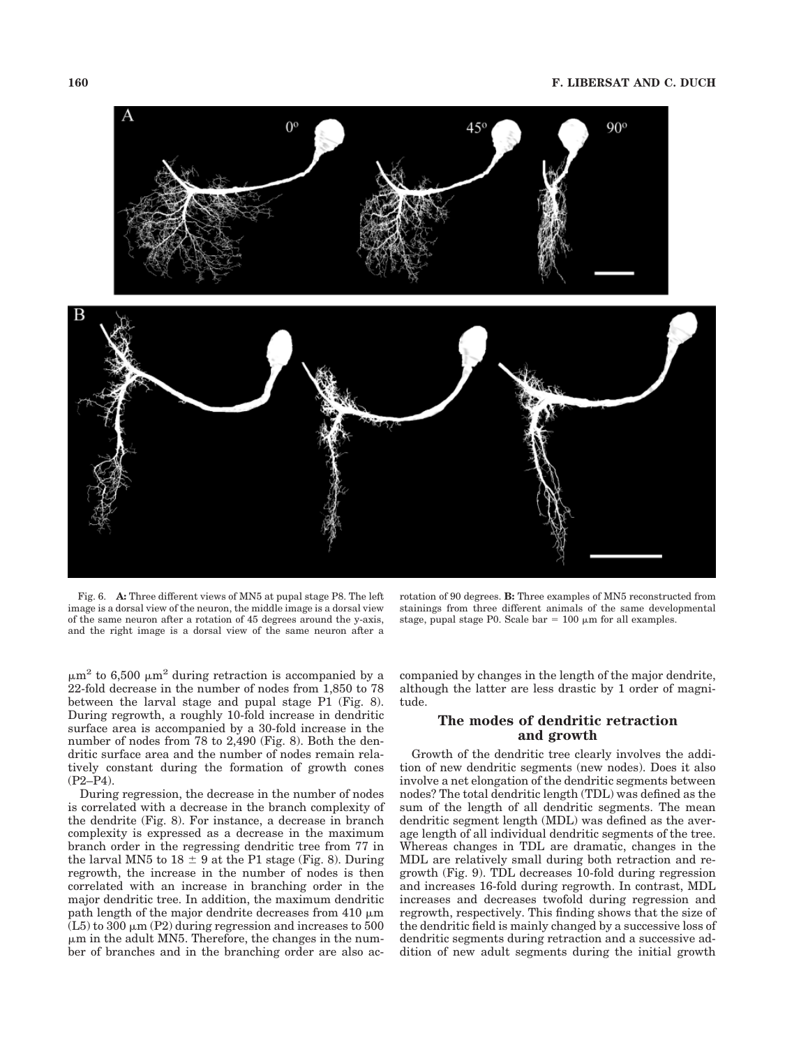Fig. 6. **A:** Three different views of MN5 at pupal stage P8. The left image is a dorsal view of the neuron, the middle image is a dorsal view of the same neuron after a rotation of 45 degrees around the y-axis, and the right image is a dorsal view of the same neuron after a rotation of 90 degrees. **B:** Three examples of MN5 reconstructed from stainings from three different animals of the same developmental stage, pupal stage P0. Scale bar = 100 μm for all examples.

$\mu m^2$ to 6,500 $\mu m^2$ during retraction is accompanied by a 22-fold decrease in the number of nodes from 1,850 to 78 between the larval stage and pupal stage P1 (Fig. 8). During regrowth, a roughly 10-fold increase in dendritic surface area is accompanied by a 30-fold increase in the number of nodes from 78 to 2,490 (Fig. 8). Both the dendritic surface area and the number of nodes remain relatively constant during the formation of growth cones (P2–P4).

During regression, the decrease in the number of nodes is correlated with a decrease in the branch complexity of the dendrite (Fig. 8). For instance, a decrease in branch complexity is expressed as a decrease in the maximum branch order in the regressing dendritic tree from 77 in the larval MN5 to 18 ± 9 at the P1 stage (Fig. 8). During regrowth, the increase in the number of nodes is then correlated with an increase in branching order in the major dendritic tree. In addition, the maximum dendritic path length of the major dendrite decreases from 410 μm (L5) to 300 μm (P2) during regression and increases to 500 μm in the adult MN5. Therefore, the changes in the number of branches and in the branching order are also accompanied by changes in the length of the major dendrite, although the latter are less drastic by 1 order of magnitude.

## The modes of dendritic retraction and growth

Growth of the dendritic tree clearly involves the addition of new dendritic segments (new nodes). Does it also involve a net elongation of the dendritic segments between nodes? The total dendritic length (TDL) was defined as the sum of the length of all dendritic segments. The mean dendritic segment length (MDL) was defined as the average length of all individual dendritic segments of the tree. Whereas changes in TDL are dramatic, changes in the MDL are relatively small during both retraction and regrowth (Fig. 9). TDL decreases 10-fold during regression and increases 16-fold during regrowth. In contrast, MDL increases and decreases twofold during regression and regrowth, respectively. This finding shows that the size of the dendritic field is mainly changed by a successive loss of dendritic segments during retraction and a successive addition of new adult segments during the initial growth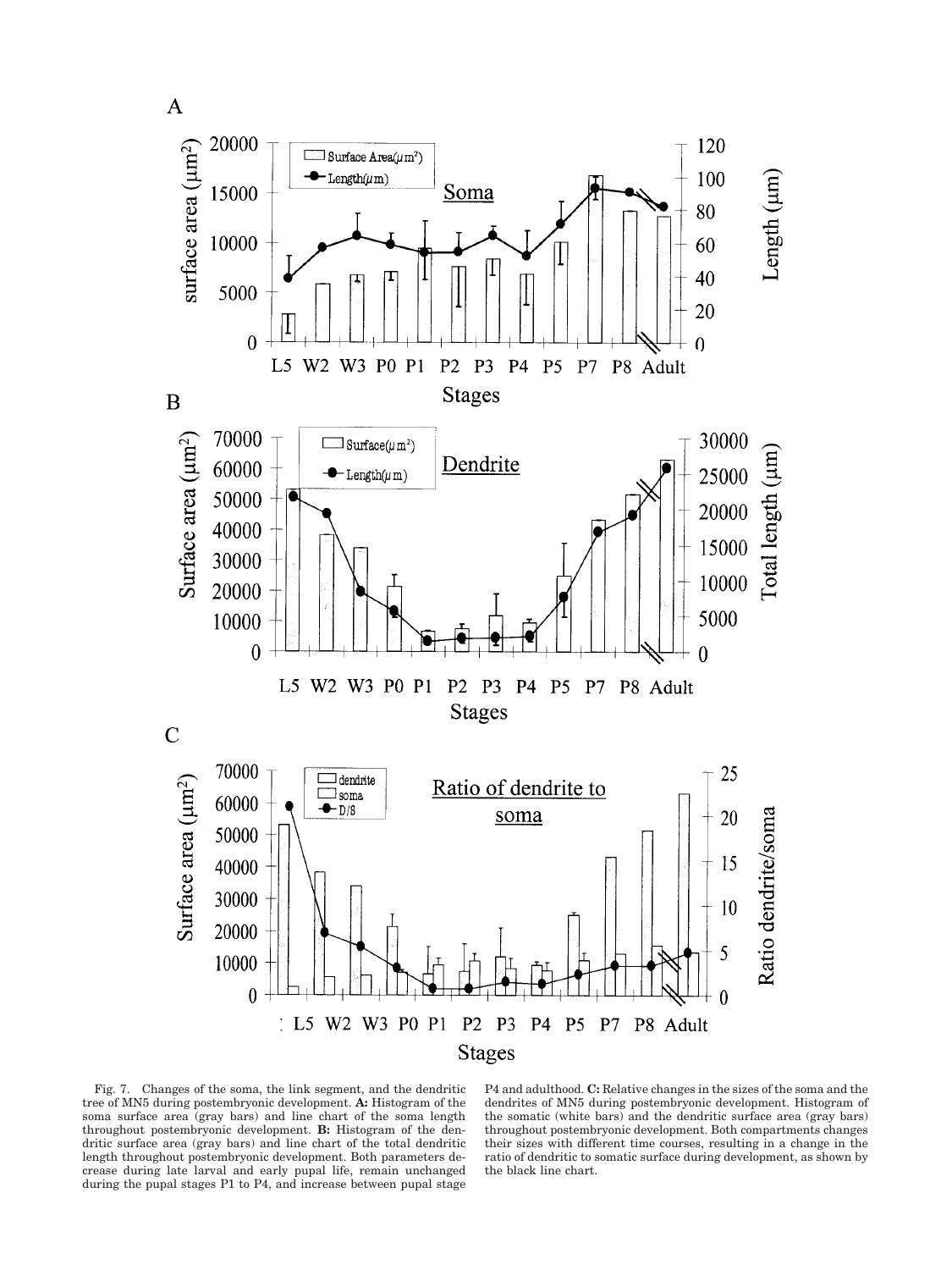Fig. 7. Changes of the soma, the link segment, and the dendritic tree of MN5 during postembryonic development. **A:** Histogram of the soma surface area (gray bars) and line chart of the soma length throughout postembryonic development. **B:** Histogram of the dendritic surface area (gray bars) and line chart of the total dendritic length throughout postembryonic development. Both parameters decrease during late larval and early pupal life, remain unchanged during the pupal stages P1 to P4, and increase between pupal stage P4 and adulthood. **C:** Relative changes in the sizes of the soma and the dendrites of MN5 during postembryonic development. Histogram of the somatic (white bars) and the dendritic surface area (gray bars) throughout postembryonic development. Both compartments changes their sizes with different time courses, resulting in a change in the ratio of dendritic to somatic surface during development, as shown by the black line chart.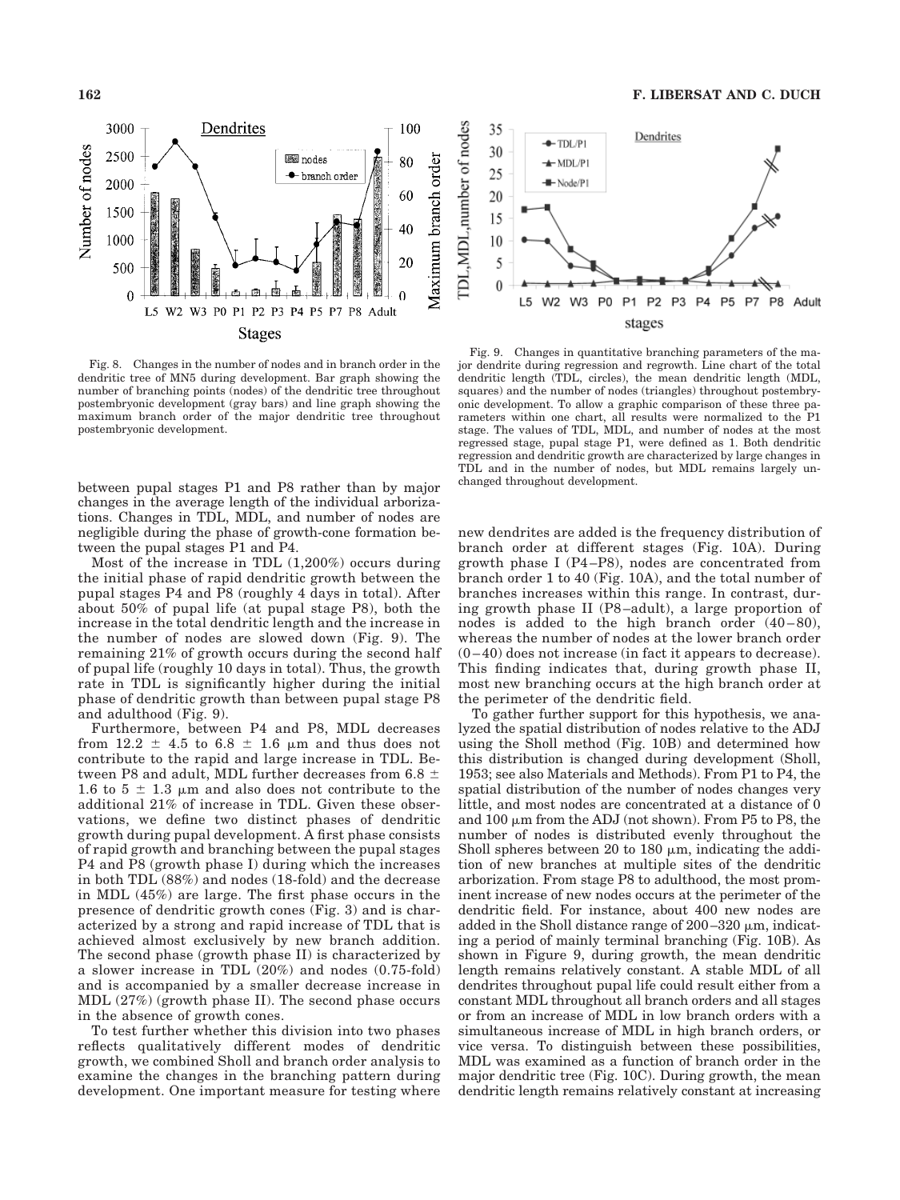Fig. 8. Changes in the number of nodes and in branch order in the dendritic tree of MN5 during development. Bar graph showing the number of branching points (nodes) of the dendritic tree throughout postembryonic development (gray bars) and line graph showing the maximum branch order of the major dendritic tree throughout postembryonic development.

Fig. 9. Changes in quantitative branching parameters of the major dendrite during regression and regrowth. Line chart of the total dendritic length (TDL, circles), the mean dendritic length (MDL, squares) and the number of nodes (triangles) throughout postembryonic development. To allow a graphic comparison of these three parameters within one chart, all results were normalized to the P1 stage. The values of TDL, MDL, and number of nodes at the most regressed stage, pupal stage P1, were defined as 1. Both dendritic regression and dendritic growth are characterized by large changes in TDL and in the number of nodes, but MDL remains largely unchanged throughout development.

between pupal stages P1 and P8 rather than by major changes in the average length of the individual arborizations. Changes in TDL, MDL, and number of nodes are negligible during the phase of growth-cone formation between the pupal stages P1 and P4.

Most of the increase in TDL (1,200%) occurs during the initial phase of rapid dendritic growth between the pupal stages P4 and P8 (roughly 4 days in total). After about 50% of pupal life (at pupal stage P8), both the increase in the total dendritic length and the increase in the number of nodes are slowed down (Fig. 9). The remaining 21% of growth occurs during the second half of pupal life (roughly 10 days in total). Thus, the growth rate in TDL is significantly higher during the initial phase of dendritic growth than between pupal stage P8 and adulthood (Fig. 9).

Furthermore, between P4 and P8, MDL decreases from 12.2 ± 4.5 to 6.8 ± 1.6 μm and thus does not contribute to the rapid and large increase in TDL. Between P8 and adult, MDL further decreases from 6.8 ± 1.6 to 5 ± 1.3 μm and also does not contribute to the additional 21% of increase in TDL. Given these observations, we define two distinct phases of dendritic growth during pupal development. A first phase consists of rapid growth and branching between the pupal stages P4 and P8 (growth phase I) during which the increases in both TDL (88%) and nodes (18-fold) and the decrease in MDL (45%) are large. The first phase occurs in the presence of dendritic growth cones (Fig. 3) and is characterized by a strong and rapid increase of TDL that is achieved almost exclusively by new branch addition. The second phase (growth phase II) is characterized by a slower increase in TDL (20%) and nodes (0.75-fold) and is accompanied by a smaller decrease increase in MDL (27%) (growth phase II). The second phase occurs in the absence of growth cones.

To test further whether this division into two phases reflects qualitatively different modes of dendritic growth, we combined Sholl and branch order analysis to examine the changes in the branching pattern during development. One important measure for testing where new dendrites are added is the frequency distribution of branch order at different stages (Fig. 10A). During growth phase I (P4–P8), nodes are concentrated from branch order 1 to 40 (Fig. 10A), and the total number of branches increases within this range. In contrast, during growth phase II (P8–adult), a large proportion of nodes is added to the high branch order (40–80), whereas the number of nodes at the lower branch order (0–40) does not increase (in fact it appears to decrease). This finding indicates that, during growth phase II, most new branching occurs at the high branch order at the perimeter of the dendritic field.

To gather further support for this hypothesis, we analyzed the spatial distribution of nodes relative to the ADJ using the Sholl method (Fig. 10B) and determined how this distribution is changed during development (Sholl, 1953; see also Materials and Methods). From P1 to P4, the spatial distribution of the number of nodes changes very little, and most nodes are concentrated at a distance of 0 and 100 μm from the ADJ (not shown). From P5 to P8, the number of nodes is distributed evenly throughout the Sholl spheres between 20 to 180 μm, indicating the addition of new branches at multiple sites of the dendritic arborization. From stage P8 to adulthood, the most prominent increase of new nodes occurs at the perimeter of the dendritic field. For instance, about 400 new nodes are added in the Sholl distance range of 200–320 μm, indicating a period of mainly terminal branching (Fig. 10B). As shown in Figure 9, during growth, the mean dendritic length remains relatively constant. A stable MDL of all dendrites throughout pupal life could result either from a constant MDL throughout all branch orders and all stages or from an increase of MDL in low branch orders with a simultaneous increase of MDL in high branch orders, or vice versa. To distinguish between these possibilities, MDL was examined as a function of branch order in the major dendritic tree (Fig. 10C). During growth, the mean dendritic length remains relatively constant at increasing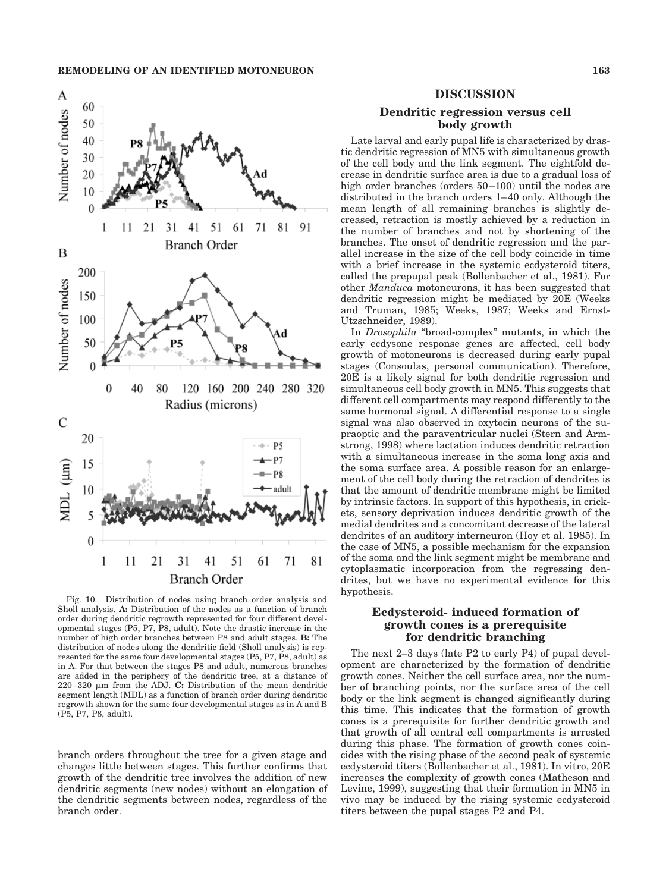Fig. 10. Distribution of nodes using branch order analysis and Sholl analysis. **A:** Distribution of the nodes as a function of branch order during dendritic regrowth represented for four different developmental stages (P5, P7, P8, adult). Note the drastic increase in the number of high order branches between P8 and adult stages. **B:** The distribution of nodes along the dendritic field (Sholl analysis) is represented for the same four developmental stages (P5, P7, P8, adult) as in A. For that between the stages P8 and adult, numerous branches are added in the periphery of the dendritic tree, at a distance of 220–320 μm from the ADJ. **C:** Distribution of the mean dendritic segment length (MDL) as a function of branch order during dendritic regrowth shown for the same four developmental stages as in A and B (P5, P7, P8, adult).

branch orders throughout the tree for a given stage and changes little between stages. This further confirms that growth of the dendritic tree involves the addition of new dendritic segments (new nodes) without an elongation of the dendritic segments between nodes, regardless of the branch order.

# DISCUSSION

## Dendritic regression versus cell body growth

Late larval and early pupal life is characterized by drastic dendritic regression of MN5 with simultaneous growth of the cell body and the link segment. The eightfold decrease in dendritic surface area is due to a gradual loss of high order branches (orders 50–100) until the nodes are distributed in the branch orders 1–40 only. Although the mean length of all remaining branches is slightly decreased, retraction is mostly achieved by a reduction in the number of branches and not by shortening of the branches. The onset of dendritic regression and the parallel increase in the size of the cell body coincide in time with a brief increase in the systemic ecdysteroid titers, called the prepupal peak (Bollenbacher et al., 1981). For other *Manduca* motoneurons, it has been suggested that dendritic regression might be mediated by 20E (Weeks and Truman, 1985; Weeks, 1987; Weeks and Ernst-Utzschneider, 1989).

In *Drosophila* "broad-complex" mutants, in which the early ecdysone response genes are affected, cell body growth of motoneurons is decreased during early pupal stages (Consoulas, personal communication). Therefore, 20E is a likely signal for both dendritic regression and simultaneous cell body growth in MN5. This suggests that different cell compartments may respond differently to the same hormonal signal. A differential response to a single signal was also observed in oxytocin neurons of the supraoptic and the paraventricular nuclei (Stern and Armstrong, 1998) where lactation induces dendritic retraction with a simultaneous increase in the soma long axis and the soma surface area. A possible reason for an enlargement of the cell body during the retraction of dendrites is that the amount of dendritic membrane might be limited by intrinsic factors. In support of this hypothesis, in crickets, sensory deprivation induces dendritic growth of the medial dendrites and a concomitant decrease of the lateral dendrites of an auditory interneuron (Hoy et al. 1985). In the case of MN5, a possible mechanism for the expansion of the soma and the link segment might be membrane and cytoplasmatic incorporation from the regressing dendrites, but we have no experimental evidence for this hypothesis.

## Ecdysteroid- induced formation of growth cones is a prerequisite for dendritic branching

The next 2–3 days (late P2 to early P4) of pupal development are characterized by the formation of dendritic growth cones. Neither the cell surface area, nor the number of branching points, nor the surface area of the cell body or the link segment is changed significantly during this time. This indicates that the formation of growth cones is a prerequisite for further dendritic growth and that growth of all central cell compartments is arrested during this phase. The formation of growth cones coincides with the rising phase of the second peak of systemic ecdysteroid titers (Bollenbacher et al., 1981). In vitro, 20E increases the complexity of growth cones (Matheson and Levine, 1999), suggesting that their formation in MN5 in vivo may be induced by the rising systemic ecdysteroid titers between the pupal stages P2 and P4.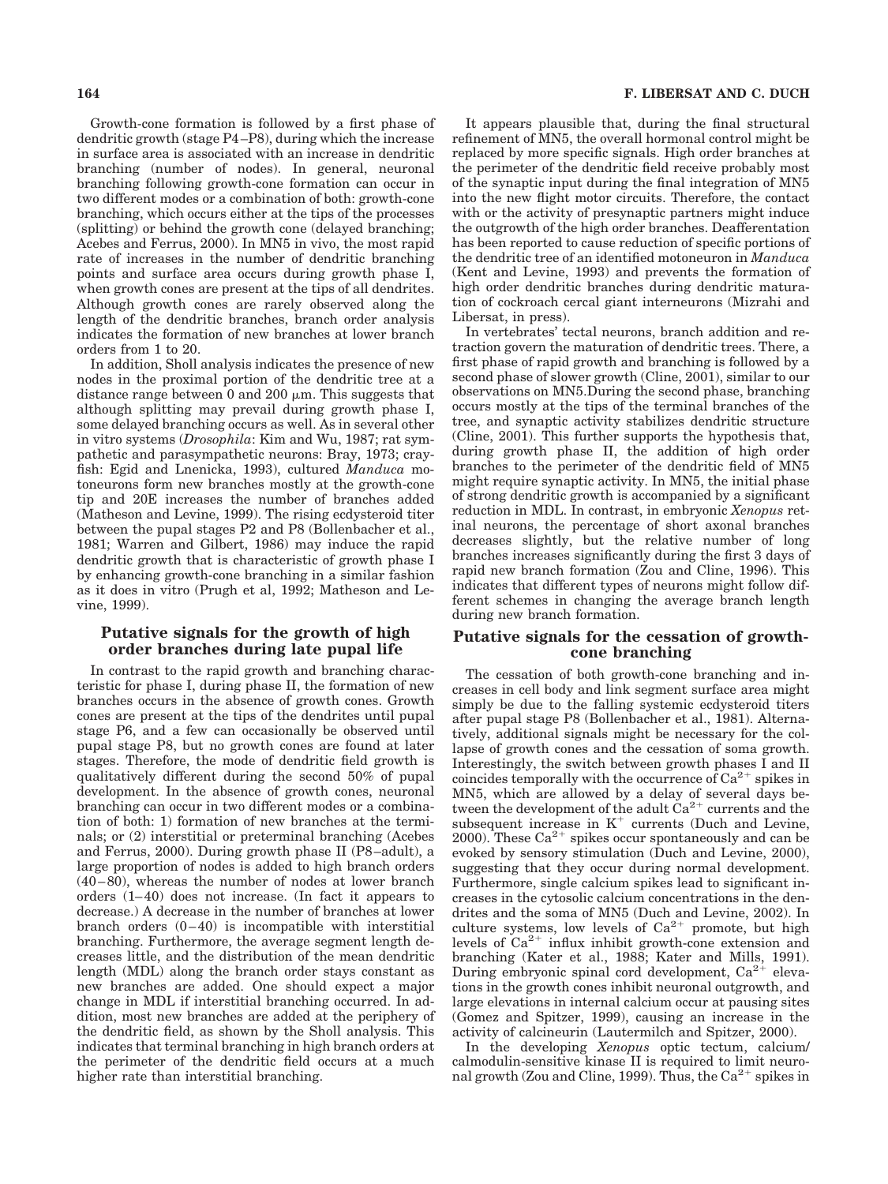Growth-cone formation is followed by a first phase of dendritic growth (stage P4–P8), during which the increase in surface area is associated with an increase in dendritic branching (number of nodes). In general, neuronal branching following growth-cone formation can occur in two different modes or a combination of both: growth-cone branching, which occurs either at the tips of the processes (splitting) or behind the growth cone (delayed branching; Acebes and Ferrus, 2000). In MN5 in vivo, the most rapid rate of increases in the number of dendritic branching points and surface area occurs during growth phase I, when growth cones are present at the tips of all dendrites. Although growth cones are rarely observed along the length of the dendritic branches, branch order analysis indicates the formation of new branches at lower branch orders from 1 to 20.

In addition, Sholl analysis indicates the presence of new nodes in the proximal portion of the dendritic tree at a distance range between 0 and 200 μm. This suggests that although splitting may prevail during growth phase I, some delayed branching occurs as well. As in several other in vitro systems (*Drosophila*: Kim and Wu, 1987; rat sympathetic and parasympathetic neurons: Bray, 1973; crayfish: Egid and Lnenicka, 1993), cultured *Manduca* motoneurons form new branches mostly at the growth-cone tip and 20E increases the number of branches added (Matheson and Levine, 1999). The rising ecdysteroid titer between the pupal stages P2 and P8 (Bollenbacher et al., 1981; Warren and Gilbert, 1986) may induce the rapid dendritic growth that is characteristic of growth phase I by enhancing growth-cone branching in a similar fashion as it does in vitro (Prugh et al, 1992; Matheson and Levine, 1999).

## Putative signals for the growth of high order branches during late pupal life

In contrast to the rapid growth and branching characteristic for phase I, during phase II, the formation of new branches occurs in the absence of growth cones. Growth cones are present at the tips of the dendrites until pupal stage P6, and a few can occasionally be observed until pupal stage P8, but no growth cones are found at later stages. Therefore, the mode of dendritic field growth is qualitatively different during the second 50% of pupal development. In the absence of growth cones, neuronal branching can occur in two different modes or a combination of both: 1) formation of new branches at the terminals; or (2) interstitial or preterminal branching (Acebes and Ferrus, 2000). During growth phase II (P8–adult), a large proportion of nodes is added to high branch orders (40–80), whereas the number of nodes at lower branch orders (1–40) does not increase. (In fact it appears to decrease.) A decrease in the number of branches at lower branch orders (0–40) is incompatible with interstitial branching. Furthermore, the average segment length decreases little, and the distribution of the mean dendritic length (MDL) along the branch order stays constant as new branches are added. One should expect a major change in MDL if interstitial branching occurred. In addition, most new branches are added at the periphery of the dendritic field, as shown by the Sholl analysis. This indicates that terminal branching in high branch orders at the perimeter of the dendritic field occurs at a much higher rate than interstitial branching.

It appears plausible that, during the final structural refinement of MN5, the overall hormonal control might be replaced by more specific signals. High order branches at the perimeter of the dendritic field receive probably most of the synaptic input during the final integration of MN5 into the new flight motor circuits. Therefore, the contact with or the activity of presynaptic partners might induce the outgrowth of the high order branches. Deafferentation has been reported to cause reduction of specific portions of the dendritic tree of an identified motoneuron in *Manduca* (Kent and Levine, 1993) and prevents the formation of high order dendritic branches during dendritic maturation of cockroach cercal giant interneurons (Mizrahi and Libersat, in press).

In vertebrates' tectal neurons, branch addition and retraction govern the maturation of dendritic trees. There, a first phase of rapid growth and branching is followed by a second phase of slower growth (Cline, 2001), similar to our observations on MN5. During the second phase, branching occurs mostly at the tips of the terminal branches of the tree, and synaptic activity stabilizes dendritic structure (Cline, 2001). This further supports the hypothesis that, during growth phase II, the addition of high order branches to the perimeter of the dendritic field of MN5 might require synaptic activity. In MN5, the initial phase of strong dendritic growth is accompanied by a significant reduction in MDL. In contrast, in embryonic *Xenopus* retinal neurons, the percentage of short axonal branches decreases slightly, but the relative number of long branches increases significantly during the first 3 days of rapid new branch formation (Zou and Cline, 1996). This indicates that different types of neurons might follow different schemes in changing the average branch length during new branch formation.

## Putative signals for the cessation of growth-cone branching

The cessation of both growth-cone branching and increases in cell body and link segment surface area might simply be due to the falling systemic ecdysteroid titers after pupal stage P8 (Bollenbacher et al., 1981). Alternatively, additional signals might be necessary for the collapse of growth cones and the cessation of soma growth. Interestingly, the switch between growth phases I and II coincides temporally with the occurrence of $Ca^{2+}$ spikes in MN5, which are allowed by a delay of several days between the development of the adult $Ca^{2+}$ currents and the subsequent increase in $K^+$ currents (Duch and Levine, 2000). These $Ca^{2+}$ spikes occur spontaneously and can be evoked by sensory stimulation (Duch and Levine, 2000), suggesting that they occur during normal development. Furthermore, single calcium spikes lead to significant increases in the cytosolic calcium concentrations in the dendrites and the soma of MN5 (Duch and Levine, 2002). In culture systems, low levels of $Ca^{2+}$ promote, but high levels of $Ca^{2+}$ influx inhibit growth-cone extension and branching (Kater et al., 1988; Kater and Mills, 1991). During embryonic spinal cord development, $Ca^{2+}$ elevations in the growth cones inhibit neuronal outgrowth, and large elevations in internal calcium occur at pausing sites (Gomez and Spitzer, 1999), causing an increase in the activity of calcineurin (Lautermilch and Spitzer, 2000).

In the developing *Xenopus* optic tectum, calcium/calmodulin-sensitive kinase II is required to limit neuronal growth (Zou and Cline, 1999). Thus, the $Ca^{2+}$ spikes in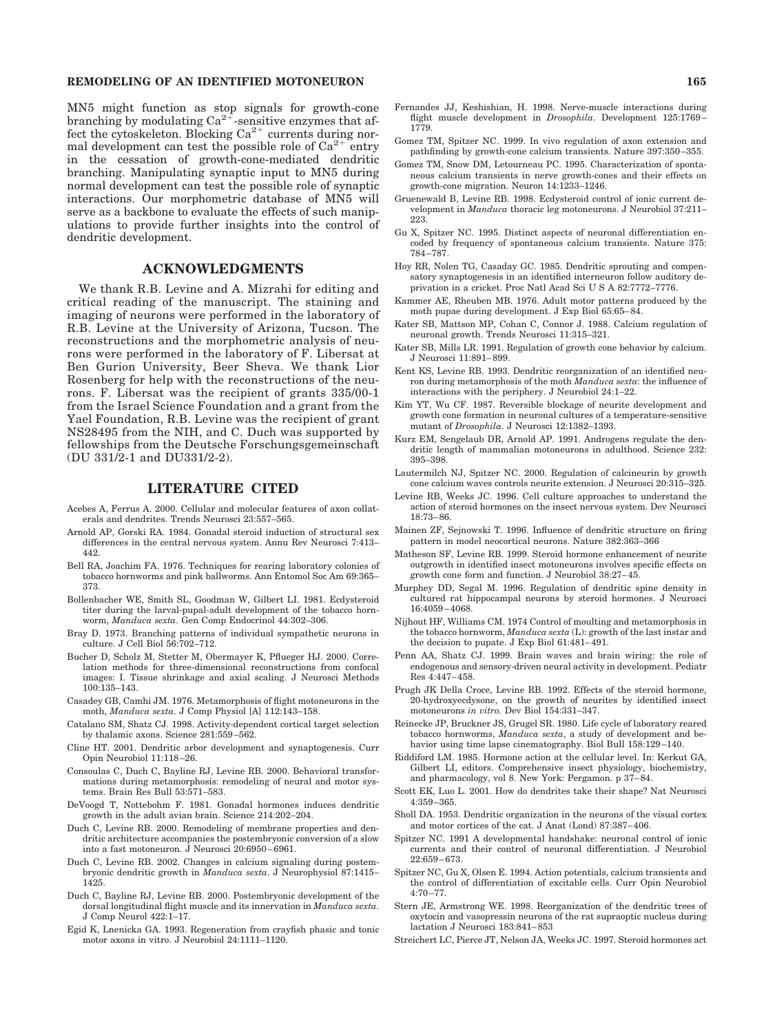MN5 might function as stop signals for growth-cone branching by modulating $Ca^{2+}$-sensitive enzymes that affect the cytoskeleton. Blocking $Ca^{2+}$ currents during normal development can test the possible role of $Ca^{2+}$ entry in the cessation of growth-cone-mediated dendritic branching. Manipulating synaptic input to MN5 during normal development can test the possible role of synaptic interactions. Our morphometric database of MN5 will serve as a backbone to evaluate the effects of such manipulations to provide further insights into the control of dendritic development.

## ACKNOWLEDGMENTS

We thank R.B. Levine and A. Mizrahi for editing and critical reading of the manuscript. The staining and imaging of neurons were performed in the laboratory of R.B. Levine at the University of Arizona, Tucson. The reconstructions and the morphometric analysis of neurons were performed in the laboratory of F. Libersat at Ben Gurion University, Beer Sheva. We thank Lior Rosenberg for help with the reconstructions of the neurons. F. Libersat was the recipient of grants 335/00-1 from the Israel Science Foundation and a grant from the Yael Foundation, R.B. Levine was the recipient of grant NS28495 from the NIH, and C. Duch was supported by fellowships from the Deutsche Forschungsgemeinschaft (DU 331/2-1 and DU331/2-2).

## LITERATURE CITED

Acebes A, Ferrus A. 2000. Cellular and molecular features of axon collaterals and dendrites. Trends Neurosci 23:557–565.

Arnold AP, Gorski RA. 1984. Gonadal steroid induction of structural sex differences in the central nervous system. Annu Rev Neurosci 7:413–442.

Bell RA, Joachim FA. 1976. Techniques for rearing laboratory colonies of tobacco hornworms and pink ballworms. Ann Entomol Soc Am 69:365–373.

Bollenbacher WE, Smith SL, Goodman W, Gilbert LI. 1981. Ecdysteroid titer during the larval-pupal-adult development of the tobacco hornworm, *Manduca sexta*. Gen Comp Endocrinol 44:302–306.

Bray D. 1973. Branching patterns of individual sympathetic neurons in culture. J Cell Biol 56:702–712.

Bucher D, Scholz M, Stetter M, Obermayer K, Pflueger HJ. 2000. Correlation methods for three-dimensional reconstructions from confocal images: I. Tissue shrinkage and axial scaling. J Neurosci Methods 100:135–143.

Casadey GB, Camhi JM. 1976. Metamorphosis of flight motoneurons in the moth, *Manduca sexta*. J Comp Physiol [A] 112:143–158.

Catalano SM, Shatz CJ. 1998. Activity-dependent cortical target selection by thalamic axons. Science 281:559–562.

Cline HT. 2001. Dendritic arbor development and synaptogenesis. Curr Opin Neurobiol 11:118–26.

Consoulas C, Duch C, Bayline RJ, Levine RB. 2000. Behavioral transformations during metamorphosis: remodeling of neural and motor systems. Brain Res Bull 53:571–583.

DeVoogd T, Nottebohm F. 1981. Gonadal hormones induces dendritic growth in the adult avian brain. Science 214:202–204.

Duch C, Levine RB. 2000. Remodeling of membrane properties and dendritic architecture accompanies the postembryonic conversion of a slow into a fast motoneuron. J Neurosci 20:6950–6961.

Duch C, Levine RB. 2002. Changes in calcium signaling during postembryonic dendritic growth in *Manduca sexta*. J Neurophysiol 87:1415–1425.

Duch C, Bayline RJ, Levine RB. 2000. Postembryonic development of the dorsal longitudinal flight muscle and its innervation in *Manduca sexta*. J Comp Neurol 422:1–17.

Egid K, Lnenicka GA. 1993. Regeneration from crayfish phasic and tonic motor axons in vitro. J Neurobiol 24:1111–1120.

Fernandes JJ, Keshishian, H. 1998. Nerve-muscle interactions during flight muscle development in *Drosophila*. Development 125:1769–1779.

Gomez TM, Spitzer NC. 1999. In vivo regulation of axon extension and pathfinding by growth-cone calcium transients. Nature 397:350–355.

Gomez TM, Snow DM, Letourneau PC. 1995. Characterization of spontaneous calcium transients in nerve growth-cones and their effects on growth-cone migration. Neuron 14:1233–1246.

Gruenewald B, Levine RB. 1998. Ecdysteroid control of ionic current development in *Manduca* thoracic leg motoneurons. J Neurobiol 37:211–223.

Gu X, Spitzer NC. 1995. Distinct aspects of neuronal differentiation encoded by frequency of spontaneous calcium transients. Nature 375: 784–787.

Hoy RR, Nolen TG, Casaday GC. 1985. Dendritic sprouting and compensatory synaptogenesis in an identified interneuron follow auditory deprivation in a cricket. Proc Natl Acad Sci U S A 82:7772–7776.

Kammer AE, Rheuben MB. 1976. Adult motor patterns produced by the moth pupae during development. J Exp Biol 65:65–84.

Kater SB, Mattson MP, Cohan C, Connor J. 1988. Calcium regulation of neuronal growth. Trends Neurosci 11:315–321.

Kater SB, Mills LR. 1991. Regulation of growth cone behavior by calcium. J Neurosci 11:891–899.

Kent KS, Levine RB. 1993. Dendritic reorganization of an identified neuron during metamorphosis of the moth *Manduca sexta*: the influence of interactions with the periphery. J Neurobiol 24:1–22.

Kim YT, Wu CF. 1987. Reversible blockage of neurite development and growth cone formation in neuronal cultures of a temperature-sensitive mutant of *Drosophila*. J Neurosci 12:1382–1393.

Kurz EM, Sengelaub DR, Arnold AP. 1991. Androgens regulate the dendritic length of mammalian motoneurons in adulthood. Science 232: 395–398.

Lautermilch NJ, Spitzer NC. 2000. Regulation of calcineurin by growth cone calcium waves controls neurite extension. J Neurosci 20:315–325.

Levine RB, Weeks JC. 1996. Cell culture approaches to understand the action of steroid hormones on the insect nervous system. Dev Neurosci 18:73–86.

Mainen ZF, Sejnowski T. 1996. Influence of dendritic structure on firing pattern in model neocortical neurons. Nature 382:363–366

Matheson SF, Levine RB. 1999. Steroid hormone enhancement of neurite outgrowth in identified insect motoneurons involves specific effects on growth cone form and function. J Neurobiol 38:27–45.

Murphey DD, Segal M. 1996. Regulation of dendritic spine density in cultured rat hippocampal neurons by steroid hormones. J Neurosci 16:4059–4068.

Nijhout HF, Williams CM. 1974 Control of moulting and metamorphosis in the tobacco hornworm, *Manduca sexta* (L): growth of the last instar and the decision to pupate. J Exp Biol 61:481–491.

Penn AA, Shatz CJ. 1999. Brain waves and brain wiring: the role of endogenous and sensory-driven neural activity in development. Pediatr Res 4:447–458.

Prugh JK Della Croce, Levine RB. 1992. Effects of the steroid hormone, 20-hydroxyecdysone, on the growth of neurites by identified insect motoneurons *in vitro*. Dev Biol 154:331–347.

Reinecke JP, Bruckner JS, Grugel SR. 1980. Life cycle of laboratory reared tobacco hornworms, *Manduca sexta*, a study of development and behavior using time lapse cinematography. Biol Bull 158:129–140.

Riddiford LM. 1985. Hormone action at the cellular level. In: Kerkut GA, Gilbert LI, editors. Comprehensive insect physiology, biochemistry, and pharmacology, vol 8. New York: Pergamon. p 37–84.

Scott EK, Luo L. 2001. How do dendrites take their shape? Nat Neurosci 4:359–365.

Sholl DA. 1953. Dendritic organization in the neurons of the visual cortex and motor cortices of the cat. J Anat (Lond) 87:387–406.

Spitzer NC. 1991 A developmental handshake: neuronal control of ionic currents and their control of neuronal differentiation. J Neurobiol 22:659–673.

Spitzer NC, Gu X, Olsen E. 1994. Action potentials, calcium transients and the control of differentiation of excitable cells. Curr Opin Neurobiol 4:70–77.

Stern JE, Armstrong WE. 1998. Reorganization of the dendritic trees of oxytocin and vasopressin neurons of the rat supraoptic nucleus during lactation J Neurosci 183:841–853

Streichert LC, Pierce JT, Nelson JA, Weeks JC. 1997. Steroid hormones act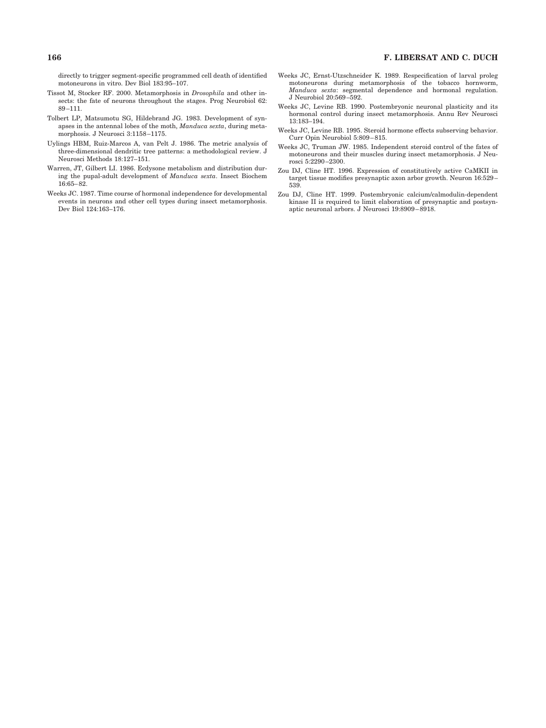directly to trigger segment-specific programmed cell death of identified motoneurons in vitro. Dev Biol 183:95–107.

Tissot M, Stocker RF. 2000. Metamorphosis in *Drosophila* and other insects: the fate of neurons throughout the stages. Prog Neurobiol 62: 89–111.

Tolbert LP, Matsumotu SG, Hildebrand JG. 1983. Development of synapses in the antennal lobes of the moth, *Manduca sexta*, during metamorphosis. J Neurosci 3:1158–1175.

Uylings HBM, Ruiz-Marcos A, van Pelt J. 1986. The metric analysis of three-dimensional dendritic tree patterns: a methodological review. J Neurosci Methods 18:127–151.

Warren, JT, Gilbert LI. 1986. Ecdysone metabolism and distribution during the pupal-adult development of *Manduca sexta*. Insect Biochem 16:65–82.

Weeks JC. 1987. Time course of hormonal independence for developmental events in neurons and other cell types during insect metamorphosis. Dev Biol 124:163–176.

Weeks JC, Ernst-Utzschneider K. 1989. Respecification of larval proleg motoneurons during metamorphosis of the tobacco hornworm, *Manduca sexta*: segmental dependence and hormonal regulation. J Neurobiol 20:569–592.

Weeks JC, Levine RB. 1990. Postembryonic neuronal plasticity and its hormonal control during insect metamorphosis. Annu Rev Neurosci 13:183–194.

Weeks JC, Levine RB. 1995. Steroid hormone effects subserving behavior. Curr Opin Neurobiol 5:809–815.

Weeks JC, Truman JW. 1985. Independent steroid control of the fates of motoneurons and their muscles during insect metamorphosis. J Neurosci 5:2290–2300.

Zou DJ, Cline HT. 1996. Expression of constitutively active CaMKII in target tissue modifies presynaptic axon arbor growth. Neuron 16:529–539.

Zou DJ, Cline HT. 1999. Postembryonic calcium/calmodulin-dependent kinase II is required to limit elaboration of presynaptic and postsynaptic neuronal arbors. J Neurosci 19:8909–8918.